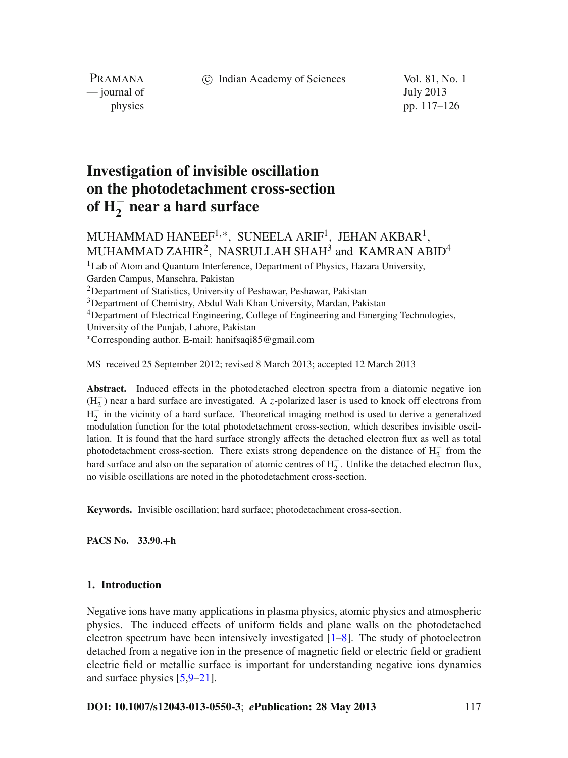# Investigation of invisible oscillation on the photodetachment cross-section of $H_2^-$ near a hard surface

MUHAMMAD HANEEF[1,*], SUNEELA ARIF[1], JEHAN AKBAR[1], MUHAMMAD ZAHIR[2], NASRULLAH SHAH[3] and KAMRAN ABID[4]

[1]Lab of Atom and Quantum Interference, Department of Physics, Hazara University, Garden Campus, Mansehra, Pakistan
[2]Department of Statistics, University of Peshawar, Peshawar, Pakistan
[3]Department of Chemistry, Abdul Wali Khan University, Mardan, Pakistan
[4]Department of Electrical Engineering, College of Engineering and Emerging Technologies, University of the Punjab, Lahore, Pakistan
[*]Corresponding author. E-mail: hanifsaqi85@gmail.com

MS received 25 September 2012; revised 8 March 2013; accepted 12 March 2013

**Abstract.** Induced effects in the photodetached electron spectra from a diatomic negative ion ($H_2^-$) near a hard surface are investigated. A $z$-polarized laser is used to knock off electrons from $H_2^-$ in the vicinity of a hard surface. Theoretical imaging method is used to derive a generalized modulation function for the total photodetachment cross-section, which describes invisible oscillation. It is found that the hard surface strongly affects the detached electron flux as well as total photodetachment cross-section. There exists strong dependence on the distance of $H_2^-$ from the hard surface and also on the separation of atomic centres of $H_2^-$. Unlike the detached electron flux, no visible oscillations are noted in the photodetachment cross-section.

**Keywords.** Invisible oscillation; hard surface; photodetachment cross-section.

**PACS No.** 33.90.+h

## 1. Introduction

Negative ions have many applications in plasma physics, atomic physics and atmospheric physics. The induced effects of uniform fields and plane walls on the photodetached electron spectrum have been intensively investigated [1–8]. The study of photoelectron detached from a negative ion in the presence of magnetic field or electric field or gradient electric field or metallic surface is important for understanding negative ions dynamics and surface physics [5,9–21].

**DOI: 10.1007/s12043-013-0550-3**; ***e*Publication: 28 May 2013**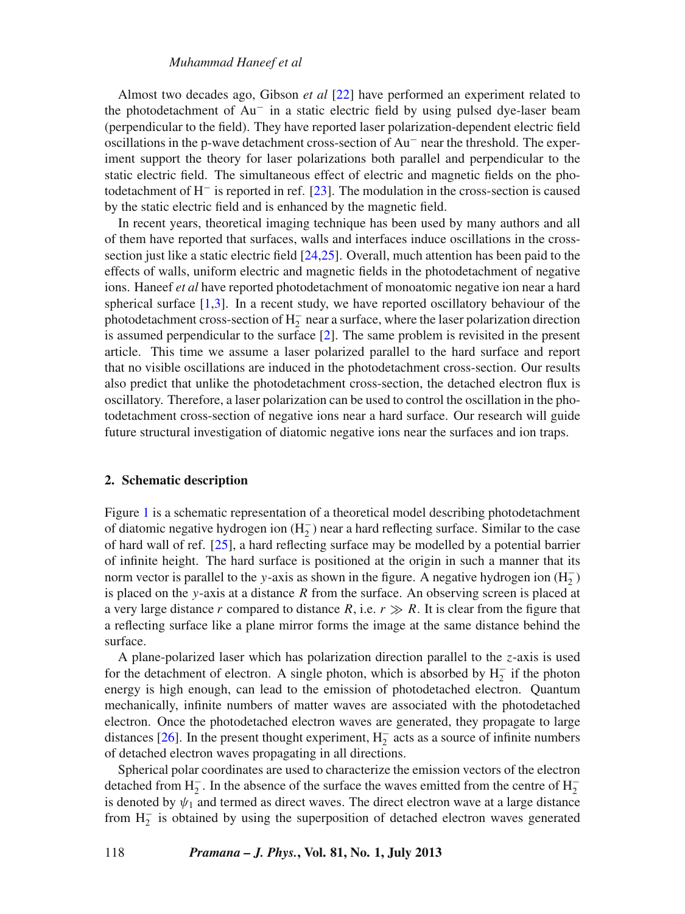Almost two decades ago, Gibson *et al* [22] have performed an experiment related to the photodetachment of $Au^-$ in a static electric field by using pulsed dye-laser beam (perpendicular to the field). They have reported laser polarization-dependent electric field oscillations in the p-wave detachment cross-section of $Au^-$ near the threshold. The experiment support the theory for laser polarizations both parallel and perpendicular to the static electric field. The simultaneous effect of electric and magnetic fields on the photodetachment of $H^-$ is reported in ref. [23]. The modulation in the cross-section is caused by the static electric field and is enhanced by the magnetic field.

In recent years, theoretical imaging technique has been used by many authors and all of them have reported that surfaces, walls and interfaces induce oscillations in the cross-section just like a static electric field [24,25]. Overall, much attention has been paid to the effects of walls, uniform electric and magnetic fields in the photodetachment of negative ions. Haneef *et al* have reported photodetachment of monoatomic negative ion near a hard spherical surface [1,3]. In a recent study, we have reported oscillatory behaviour of the photodetachment cross-section of $H_2^-$ near a surface, where the laser polarization direction is assumed perpendicular to the surface [2]. The same problem is revisited in the present article. This time we assume a laser polarized parallel to the hard surface and report that no visible oscillations are induced in the photodetachment cross-section. Our results also predict that unlike the photodetachment cross-section, the detached electron flux is oscillatory. Therefore, a laser polarization can be used to control the oscillation in the photodetachment cross-section of negative ions near a hard surface. Our research will guide future structural investigation of diatomic negative ions near the surfaces and ion traps.

## 2. Schematic description

Figure 1 is a schematic representation of a theoretical model describing photodetachment of diatomic negative hydrogen ion ($H_2^-$) near a hard reflecting surface. Similar to the case of hard wall of ref. [25], a hard reflecting surface may be modelled by a potential barrier of infinite height. The hard surface is positioned at the origin in such a manner that its norm vector is parallel to the $y$-axis as shown in the figure. A negative hydrogen ion ($H_2^-$) is placed on the $y$-axis at a distance $R$ from the surface. An observing screen is placed at a very large distance $r$ compared to distance $R$, i.e. $r \gg R$. It is clear from the figure that a reflecting surface like a plane mirror forms the image at the same distance behind the surface.

A plane-polarized laser which has polarization direction parallel to the $z$-axis is used for the detachment of electron. A single photon, which is absorbed by $H_2^-$ if the photon energy is high enough, can lead to the emission of photodetached electron. Quantum mechanically, infinite numbers of matter waves are associated with the photodetached electron. Once the photodetached electron waves are generated, they propagate to large distances [26]. In the present thought experiment, $H_2^-$ acts as a source of infinite numbers of detached electron waves propagating in all directions.

Spherical polar coordinates are used to characterize the emission vectors of the electron detached from $H_2^-$. In the absence of the surface the waves emitted from the centre of $H_2^-$ is denoted by $\psi_1$ and termed as direct waves. The direct electron wave at a large distance from $H_2^-$ is obtained by using the superposition of detached electron waves generated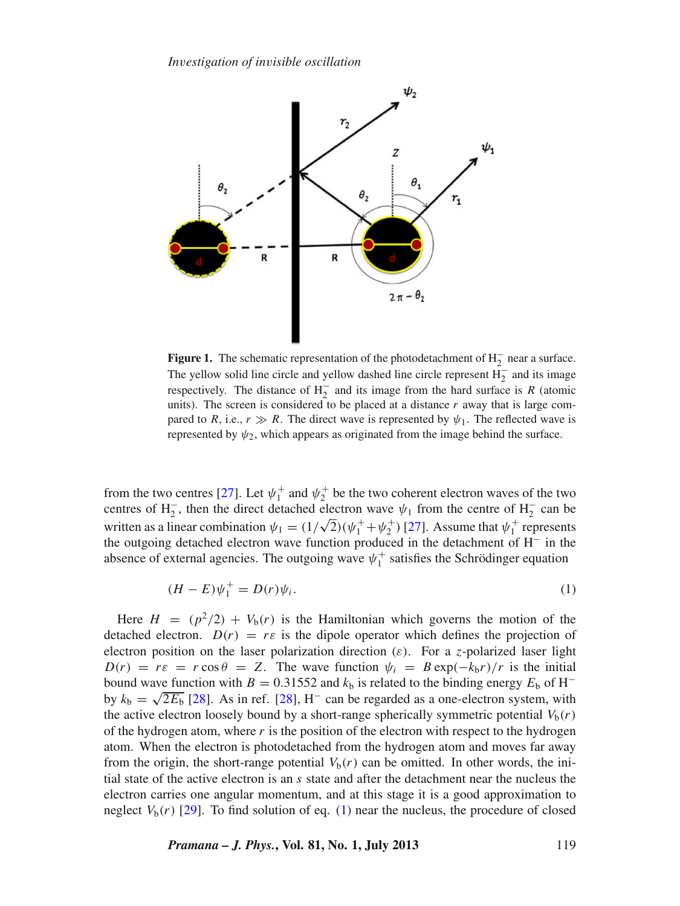**Figure 1.** The schematic representation of the photodetachment of $H_2^-$ near a surface. The yellow solid line circle and yellow dashed line circle represent $H_2^-$ and its image respectively. The distance of $H_2^-$ and its image from the hard surface is $R$ (atomic units). The screen is considered to be placed at a distance $r$ away that is large compared to $R$, i.e., $r \gg R$. The direct wave is represented by $\psi_1$. The reflected wave is represented by $\psi_2$, which appears as originated from the image behind the surface.

from the two centres [27]. Let $\psi_1^+$ and $\psi_2^+$ be the two coherent electron waves of the two centres of $H_2^-$, then the direct detached electron wave $\psi_1$ from the centre of $H_2^-$ can be written as a linear combination $\psi_1 = (1/\sqrt{2})(\psi_1^+ + \psi_2^+)$ [27]. Assume that $\psi_1^+$ represents the outgoing detached electron wave function produced in the detachment of $H^-$ in the absence of external agencies. The outgoing wave $\psi_1^+$ satisfies the Schrödinger equation

$$(H - E)\psi_1^+ = D(r)\psi_i. \tag{1}$$

Here $H = (p^2/2) + V_b(r)$ is the Hamiltonian which governs the motion of the detached electron. $D(r) = r\varepsilon$ is the dipole operator which defines the projection of electron position on the laser polarization direction ($\varepsilon$). For a $z$-polarized laser light $D(r) = r\varepsilon = r\cos\theta = Z$. The wave function $\psi_i = B\exp(-k_b r)/r$ is the initial bound wave function with $B = 0.31552$ and $k_b$ is related to the binding energy $E_b$ of $H^-$ by $k_b = \sqrt{2E_b}$ [28]. As in ref. [28], $H^-$ can be regarded as a one-electron system, with the active electron loosely bound by a short-range spherically symmetric potential $V_b(r)$ of the hydrogen atom, where $r$ is the position of the electron with respect to the hydrogen atom. When the electron is photodetached from the hydrogen atom and moves far away from the origin, the short-range potential $V_b(r)$ can be omitted. In other words, the initial state of the active electron is an $s$ state and after the detachment near the nucleus the electron carries one angular momentum, and at this stage it is a good approximation to neglect $V_b(r)$ [29]. To find solution of eq. (1) near the nucleus, the procedure of closed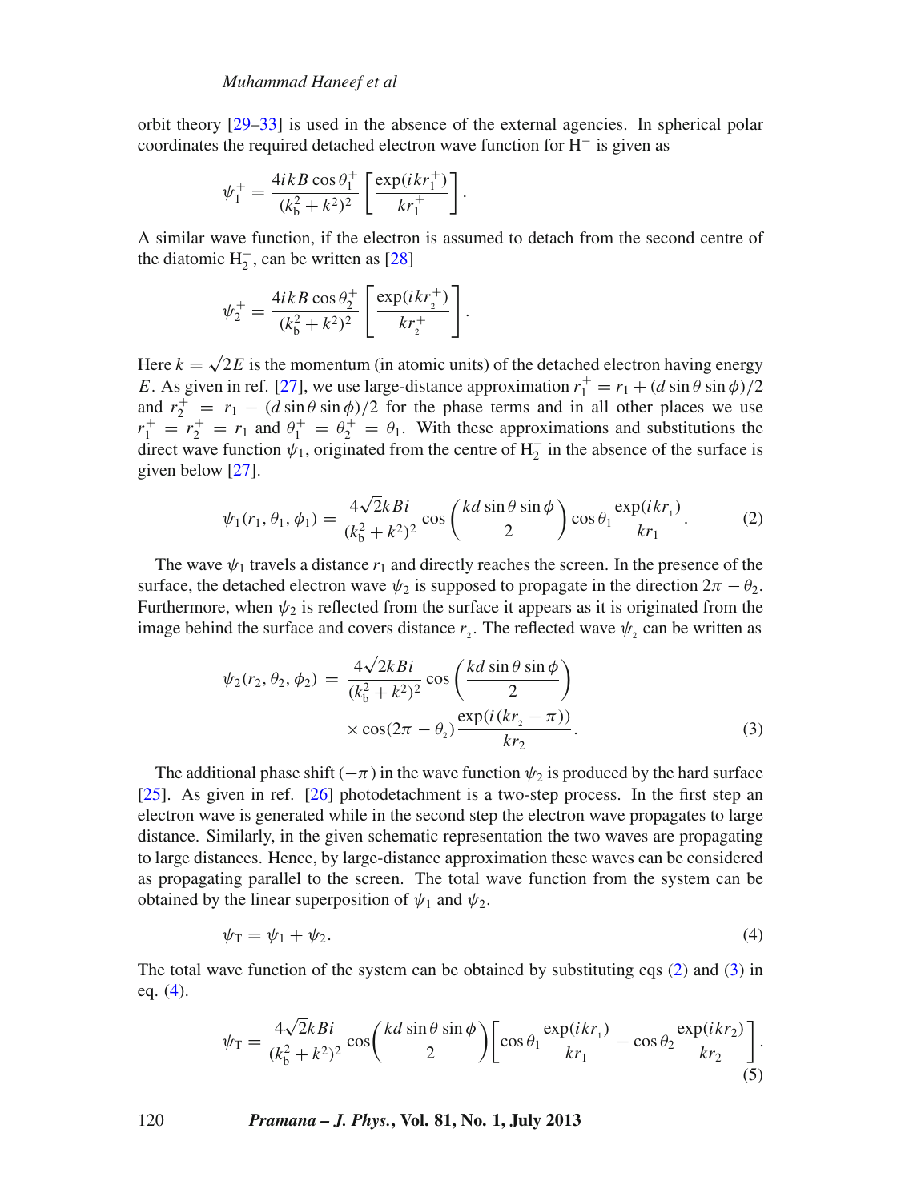orbit theory [29–33] is used in the absence of the external agencies. In spherical polar coordinates the required detached electron wave function for $H^-$ is given as

$$\psi_1^+ = \frac{4ikB\cos\theta_1^+}{(k_b^2+k^2)^2}\left[\frac{\exp(ikr_1^+)}{kr_1^+}\right].$$

A similar wave function, if the electron is assumed to detach from the second centre of the diatomic $H_2^-$, can be written as [28]

$$\psi_2^+ = \frac{4ikB\cos\theta_2^+}{(k_b^2+k^2)^2}\left[\frac{\exp(ikr_2^+)}{kr_2^+}\right].$$

Here $k=\sqrt{2E}$ is the momentum (in atomic units) of the detached electron having energy $E$. As given in ref. [27], we use large-distance approximation $r_1^+ = r_1 + (d\sin\theta\sin\phi)/2$ and $r_2^+ = r_1 - (d\sin\theta\sin\phi)/2$ for the phase terms and in all other places we use $r_1^+ = r_2^+ = r_1$ and $\theta_1^+ = \theta_2^+ = \theta_1$. With these approximations and substitutions the direct wave function $\psi_1$, originated from the centre of $H_2^-$ in the absence of the surface is given below [27].

$$\psi_1(r_1,\theta_1,\phi_1) = \frac{4\sqrt{2}kBi}{(k_b^2+k^2)^2}\cos\left(\frac{kd\sin\theta\sin\phi}{2}\right)\cos\theta_1\frac{\exp(ikr_1)}{kr_1}. \tag{2}$$

The wave $\psi_1$ travels a distance $r_1$ and directly reaches the screen. In the presence of the surface, the detached electron wave $\psi_2$ is supposed to propagate in the direction $2\pi-\theta_2$. Furthermore, when $\psi_2$ is reflected from the surface it appears as it is originated from the image behind the surface and covers distance $r_2$. The reflected wave $\psi_2$ can be written as

$$\psi_2(r_2,\theta_2,\phi_2) = \frac{4\sqrt{2}kBi}{(k_b^2+k^2)^2}\cos\left(\frac{kd\sin\theta\sin\phi}{2}\right) \times\cos(2\pi-\theta_2)\frac{\exp(i(kr_2-\pi))}{kr_2}. \tag{3}$$

The additional phase shift $(-\pi)$ in the wave function $\psi_2$ is produced by the hard surface [25]. As given in ref. [26] photodetachment is a two-step process. In the first step an electron wave is generated while in the second step the electron wave propagates to large distance. Similarly, in the given schematic representation the two waves are propagating to large distances. Hence, by large-distance approximation these waves can be considered as propagating parallel to the screen. The total wave function from the system can be obtained by the linear superposition of $\psi_1$ and $\psi_2$.

$$\psi_T = \psi_1 + \psi_2. \tag{4}$$

The total wave function of the system can be obtained by substituting eqs (2) and (3) in eq. (4).

$$\psi_T = \frac{4\sqrt{2}kBi}{(k_b^2+k^2)^2}\cos\left(\frac{kd\sin\theta\sin\phi}{2}\right)\left[\cos\theta_1\frac{\exp(ikr_1)}{kr_1} - \cos\theta_2\frac{\exp(ikr_2)}{kr_2}\right]. \tag{5}$$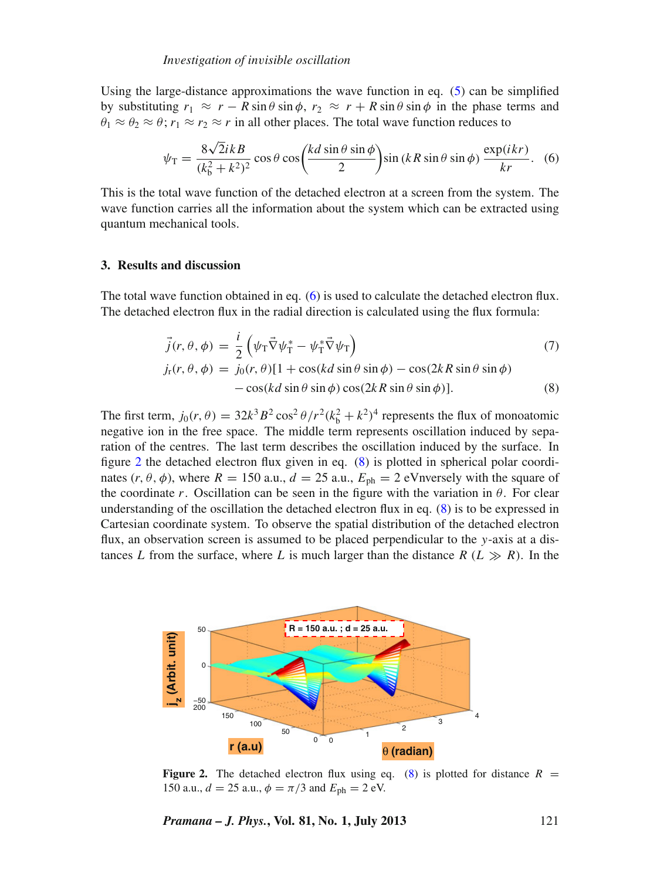Using the large-distance approximations the wave function in eq. (5) can be simplified by substituting $r_1 \approx r - R\sin\theta\sin\phi$, $r_2 \approx r + R\sin\theta\sin\phi$ in the phase terms and $\theta_1 \approx \theta_2 \approx \theta$; $r_1 \approx r_2 \approx r$ in all other places. The total wave function reduces to

$$\psi_{\mathrm{T}} = \frac{8\sqrt{2}ikB}{(k_{\mathrm{b}}^2 + k^2)^2}\cos\theta\cos\left(\frac{kd\sin\theta\sin\phi}{2}\right)\sin\left(kR\sin\theta\sin\phi\right)\frac{\exp(ikr)}{kr}. \quad (6)$$

This is the total wave function of the detached electron at a screen from the system. The wave function carries all the information about the system which can be extracted using quantum mechanical tools.

## 3. Results and discussion

The total wave function obtained in eq. (6) is used to calculate the detached electron flux. The detached electron flux in the radial direction is calculated using the flux formula:

$$\vec{j}(r,\theta,\phi) = \frac{i}{2}\left(\psi_{\mathrm{T}}\vec{\nabla}\psi_{\mathrm{T}}^* - \psi_{\mathrm{T}}^*\vec{\nabla}\psi_{\mathrm{T}}\right) \quad (7)$$

$$j_{\mathrm{r}}(r,\theta,\phi) = j_0(r,\theta)[1 + \cos(kd\sin\theta\sin\phi) - \cos(2kR\sin\theta\sin\phi) - \cos(kd\sin\theta\sin\phi)\cos(2kR\sin\theta\sin\phi)]. \quad (8)$$

The first term, $j_0(r,\theta) = 32k^3B^2\cos^2\theta/r^2(k_{\mathrm{b}}^2 + k^2)^4$ represents the flux of monoatomic negative ion in the free space. The middle term represents oscillation induced by separation of the centres. The last term describes the oscillation induced by the surface. In figure 2 the detached electron flux given in eq. (8) is plotted in spherical polar coordinates $(r,\theta,\phi)$, where $R = 150$ a.u., $d = 25$ a.u., $E_{\mathrm{ph}} = 2$ eVnversely with the square of the coordinate $r$. Oscillation can be seen in the figure with the variation in $\theta$. For clear understanding of the oscillation the detached electron flux in eq. (8) is to be expressed in Cartesian coordinate system. To observe the spatial distribution of the detached electron flux, an observation screen is assumed to be placed perpendicular to the $y$-axis at a distances $L$ from the surface, where $L$ is much larger than the distance $R$ ($L \gg R$). In the

**Figure 2.** The detached electron flux using eq. (8) is plotted for distance $R = 150$ a.u., $d = 25$ a.u., $\phi = \pi/3$ and $E_{\mathrm{ph}} = 2$ eV.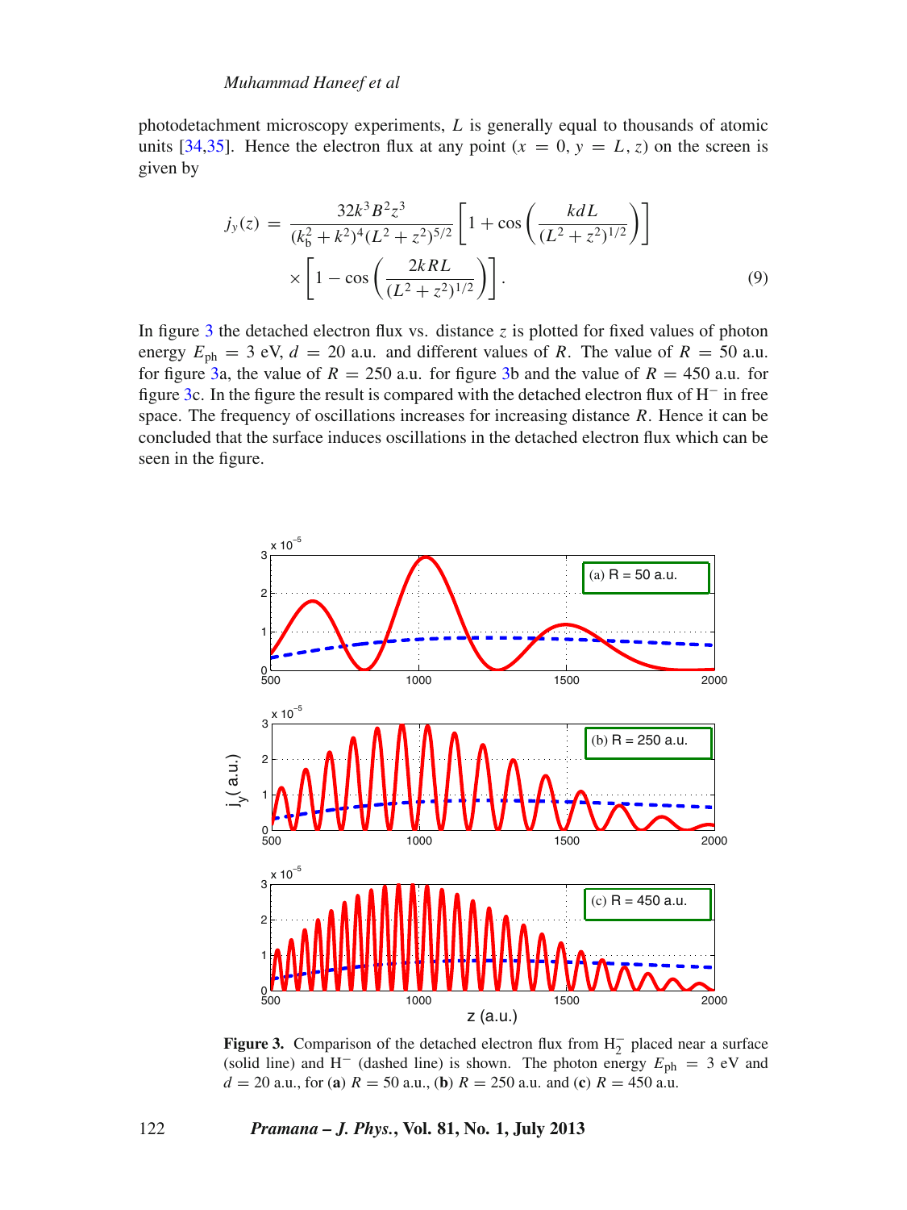photodetachment microscopy experiments, $L$ is generally equal to thousands of atomic units [34,35]. Hence the electron flux at any point ($x = 0$, $y = L$, $z$) on the screen is given by

$$j_y(z) = \frac{32k^3 B^2 z^3}{(k_b^2 + k^2)^4 (L^2 + z^2)^{5/2}} \left[ 1 + \cos\left( \frac{kdL}{(L^2 + z^2)^{1/2}} \right) \right] \times \left[ 1 - \cos\left( \frac{2kRL}{(L^2 + z^2)^{1/2}} \right) \right]. \tag{9}$$

In figure 3 the detached electron flux vs. distance $z$ is plotted for fixed values of photon energy $E_{ph} = 3$ eV, $d = 20$ a.u. and different values of $R$. The value of $R = 50$ a.u. for figure 3a, the value of $R = 250$ a.u. for figure 3b and the value of $R = 450$ a.u. for figure 3c. In the figure the result is compared with the detached electron flux of $H^-$ in free space. The frequency of oscillations increases for increasing distance $R$. Hence it can be concluded that the surface induces oscillations in the detached electron flux which can be seen in the figure.

**Figure 3.** Comparison of the detached electron flux from $H_2^-$ placed near a surface (solid line) and $H^-$ (dashed line) is shown. The photon energy $E_{ph} = 3$ eV and $d = 20$ a.u., for (**a**) $R = 50$ a.u., (**b**) $R = 250$ a.u. and (**c**) $R = 450$ a.u.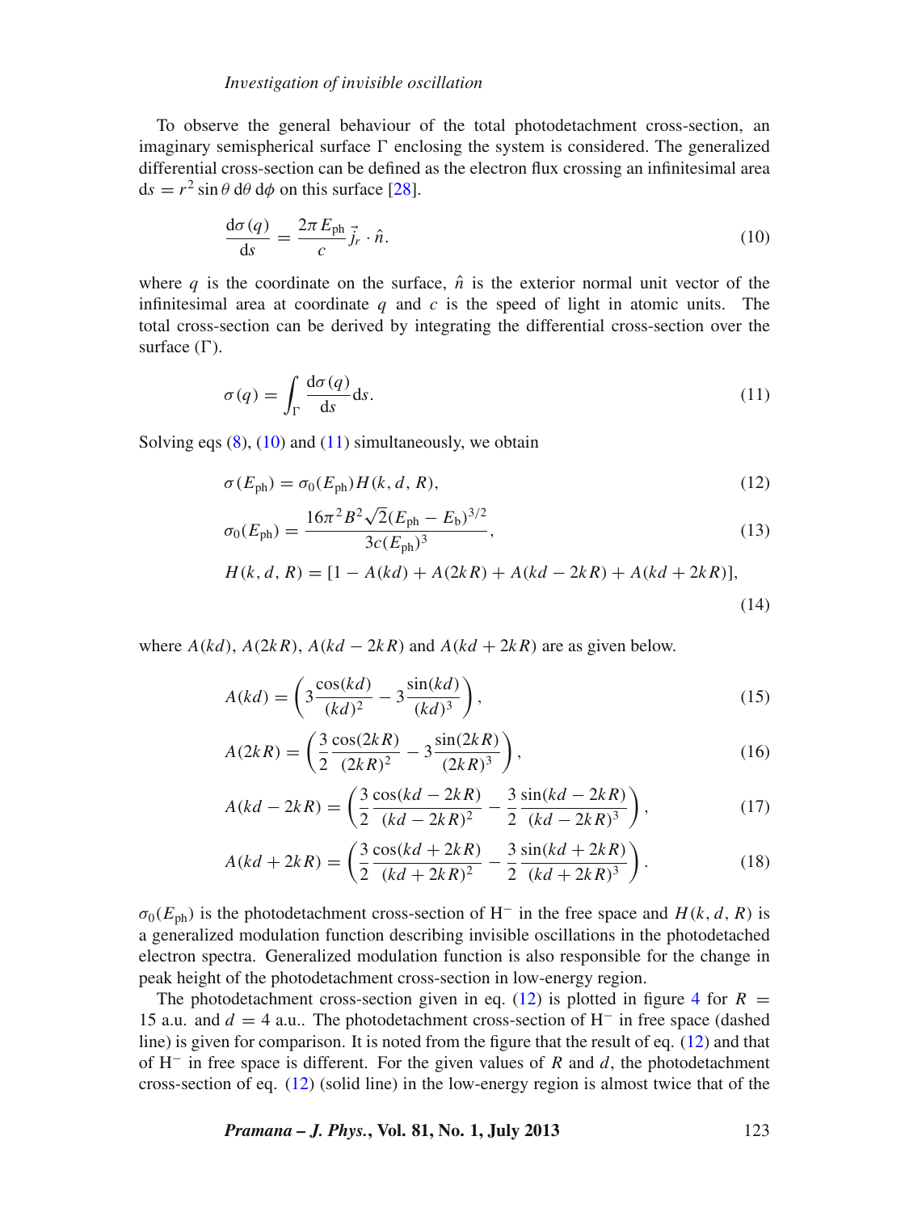To observe the general behaviour of the total photodetachment cross-section, an imaginary semispherical surface $\Gamma$ enclosing the system is considered. The generalized differential cross-section can be defined as the electron flux crossing an infinitesimal area $\mathrm{d}s = r^2 \sin\theta \,\mathrm{d}\theta \,\mathrm{d}\phi$ on this surface [28].

$$\frac{\mathrm{d}\sigma(q)}{\mathrm{d}s} = \frac{2\pi E_{\mathrm{ph}}}{c} \vec{j}_r \cdot \hat{n}. \tag{10}$$

where $q$ is the coordinate on the surface, $\hat{n}$ is the exterior normal unit vector of the infinitesimal area at coordinate $q$ and $c$ is the speed of light in atomic units. The total cross-section can be derived by integrating the differential cross-section over the surface ($\Gamma$).

$$\sigma(q) = \int_{\Gamma} \frac{\mathrm{d}\sigma(q)}{\mathrm{d}s} \mathrm{d}s. \tag{11}$$

Solving eqs (8), (10) and (11) simultaneously, we obtain

$$\sigma(E_{\mathrm{ph}}) = \sigma_0(E_{\mathrm{ph}}) H(k, d, R), \tag{12}$$

$$\sigma_0(E_{\mathrm{ph}}) = \frac{16\pi^2 B^2 \sqrt{2}(E_{\mathrm{ph}} - E_{\mathrm{b}})^{3/2}}{3c(E_{\mathrm{ph}})^3}, \tag{13}$$

$$H(k, d, R) = [1 - A(kd) + A(2kR) + A(kd - 2kR) + A(kd + 2kR)], \tag{14}$$

where $A(kd)$, $A(2kR)$, $A(kd - 2kR)$ and $A(kd + 2kR)$ are as given below.

$$A(kd) = \left(3\frac{\cos(kd)}{(kd)^2} - 3\frac{\sin(kd)}{(kd)^3}\right), \tag{15}$$

$$A(2kR) = \left(\frac{3}{2}\frac{\cos(2kR)}{(2kR)^2} - 3\frac{\sin(2kR)}{(2kR)^3}\right), \tag{16}$$

$$A(kd - 2kR) = \left(\frac{3}{2}\frac{\cos(kd - 2kR)}{(kd - 2kR)^2} - \frac{3}{2}\frac{\sin(kd - 2kR)}{(kd - 2kR)^3}\right), \tag{17}$$

$$A(kd + 2kR) = \left(\frac{3}{2}\frac{\cos(kd + 2kR)}{(kd + 2kR)^2} - \frac{3}{2}\frac{\sin(kd + 2kR)}{(kd + 2kR)^3}\right). \tag{18}$$

$\sigma_0(E_{\mathrm{ph}})$ is the photodetachment cross-section of $H^-$ in the free space and $H(k, d, R)$ is a generalized modulation function describing invisible oscillations in the photodetached electron spectra. Generalized modulation function is also responsible for the change in peak height of the photodetachment cross-section in low-energy region.

The photodetachment cross-section given in eq. (12) is plotted in figure 4 for $R = 15$ a.u. and $d = 4$ a.u.. The photodetachment cross-section of $H^-$ in free space (dashed line) is given for comparison. It is noted from the figure that the result of eq. (12) and that of $H^-$ in free space is different. For the given values of $R$ and $d$, the photodetachment cross-section of eq. (12) (solid line) in the low-energy region is almost twice that of the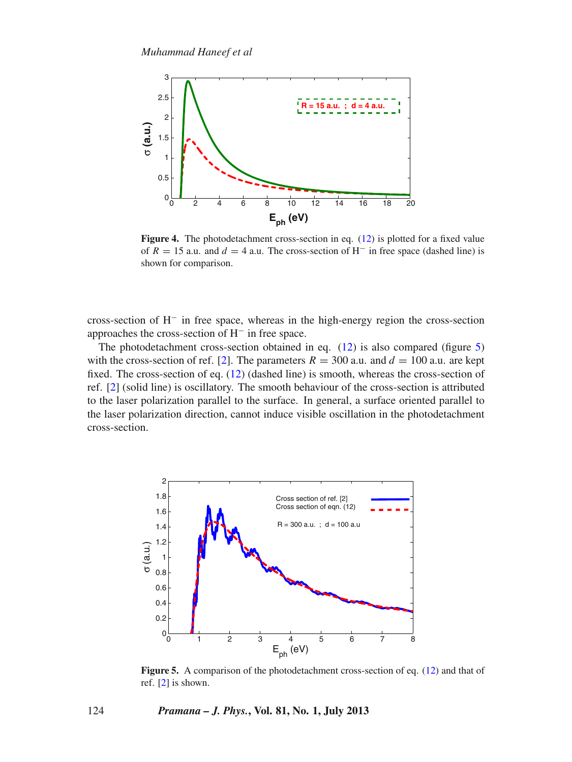**Figure 4.** The photodetachment cross-section in eq. (12) is plotted for a fixed value of $R = 15$ a.u. and $d = 4$ a.u. The cross-section of $H^-$ in free space (dashed line) is shown for comparison.

cross-section of $H^-$ in free space, whereas in the high-energy region the cross-section approaches the cross-section of $H^-$ in free space.

The photodetachment cross-section obtained in eq. (12) is also compared (figure 5) with the cross-section of ref. [2]. The parameters $R = 300$ a.u. and $d = 100$ a.u. are kept fixed. The cross-section of eq. (12) (dashed line) is smooth, whereas the cross-section of ref. [2] (solid line) is oscillatory. The smooth behaviour of the cross-section is attributed to the laser polarization parallel to the surface. In general, a surface oriented parallel to the laser polarization direction, cannot induce visible oscillation in the photodetachment cross-section.

**Figure 5.** A comparison of the photodetachment cross-section of eq. (12) and that of ref. [2] is shown.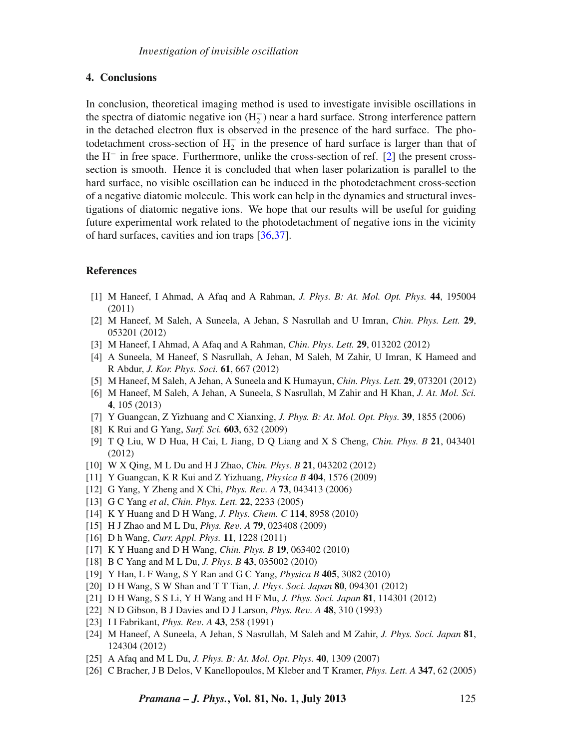## 4. Conclusions

In conclusion, theoretical imaging method is used to investigate invisible oscillations in the spectra of diatomic negative ion ($H_2^-$) near a hard surface. Strong interference pattern in the detached electron flux is observed in the presence of the hard surface. The photodetachment cross-section of $H_2^-$ in the presence of hard surface is larger than that of the $H^-$ in free space. Furthermore, unlike the cross-section of ref. [2] the present cross-section is smooth. Hence it is concluded that when laser polarization is parallel to the hard surface, no visible oscillation can be induced in the photodetachment cross-section of a negative diatomic molecule. This work can help in the dynamics and structural investigations of diatomic negative ions. We hope that our results will be useful for guiding future experimental work related to the photodetachment of negative ions in the vicinity of hard surfaces, cavities and ion traps [36,37].

## References

[1] M Haneef, I Ahmad, A Afaq and A Rahman, *J. Phys. B: At. Mol. Opt. Phys.* **44**, 195004 (2011)

[2] M Haneef, M Saleh, A Suneela, A Jehan, S Nasrullah and U Imran, *Chin. Phys. Lett.* **29**, 053201 (2012)

[3] M Haneef, I Ahmad, A Afaq and A Rahman, *Chin. Phys. Lett.* **29**, 013202 (2012)

[4] A Suneela, M Haneef, S Nasrullah, A Jehan, M Saleh, M Zahir, U Imran, K Hameed and R Abdur, *J. Kor. Phys. Soci.* **61**, 667 (2012)

[5] M Haneef, M Saleh, A Jehan, A Suneela and K Humayun, *Chin. Phys. Lett.* **29**, 073201 (2012)

[6] M Haneef, M Saleh, A Jehan, A Suneela, S Nasrullah, M Zahir and H Khan, *J. At. Mol. Sci.* **4**, 105 (2013)

[7] Y Guangcan, Z Yizhuang and C Xianxing, *J. Phys. B: At. Mol. Opt. Phys.* **39**, 1855 (2006)

[8] K Rui and G Yang, *Surf. Sci.* **603**, 632 (2009)

[9] T Q Liu, W D Hua, H Cai, L Jiang, D Q Liang and X S Cheng, *Chin. Phys. B* **21**, 043401 (2012)

[10] W X Qing, M L Du and H J Zhao, *Chin. Phys. B* **21**, 043202 (2012)

[11] Y Guangcan, K R Kui and Z Yizhuang, *Physica B* **404**, 1576 (2009)

[12] G Yang, Y Zheng and X Chi, *Phys. Rev. A* **73**, 043413 (2006)

[13] G C Yang *et al*, *Chin. Phys. Lett.* **22**, 2233 (2005)

[14] K Y Huang and D H Wang, *J. Phys. Chem. C* **114**, 8958 (2010)

[15] H J Zhao and M L Du, *Phys. Rev. A* **79**, 023408 (2009)

[16] D h Wang, *Curr. Appl. Phys.* **11**, 1228 (2011)

[17] K Y Huang and D H Wang, *Chin. Phys. B* **19**, 063402 (2010)

[18] B C Yang and M L Du, *J. Phys. B* **43**, 035002 (2010)

[19] Y Han, L F Wang, S Y Ran and G C Yang, *Physica B* **405**, 3082 (2010)

[20] D H Wang, S W Shan and T T Tian, *J. Phys. Soci. Japan* **80**, 094301 (2012)

[21] D H Wang, S S Li, Y H Wang and H F Mu, *J. Phys. Soci. Japan* **81**, 114301 (2012)

[22] N D Gibson, B J Davies and D J Larson, *Phys. Rev. A* **48**, 310 (1993)

[23] I I Fabrikant, *Phys. Rev. A* **43**, 258 (1991)

[24] M Haneef, A Suneela, A Jehan, S Nasrullah, M Saleh and M Zahir, *J. Phys. Soci. Japan* **81**, 124304 (2012)

[25] A Afaq and M L Du, *J. Phys. B: At. Mol. Opt. Phys.* **40**, 1309 (2007)

[26] C Bracher, J B Delos, V Kanellopoulos, M Kleber and T Kramer, *Phys. Lett. A* **347**, 62 (2005)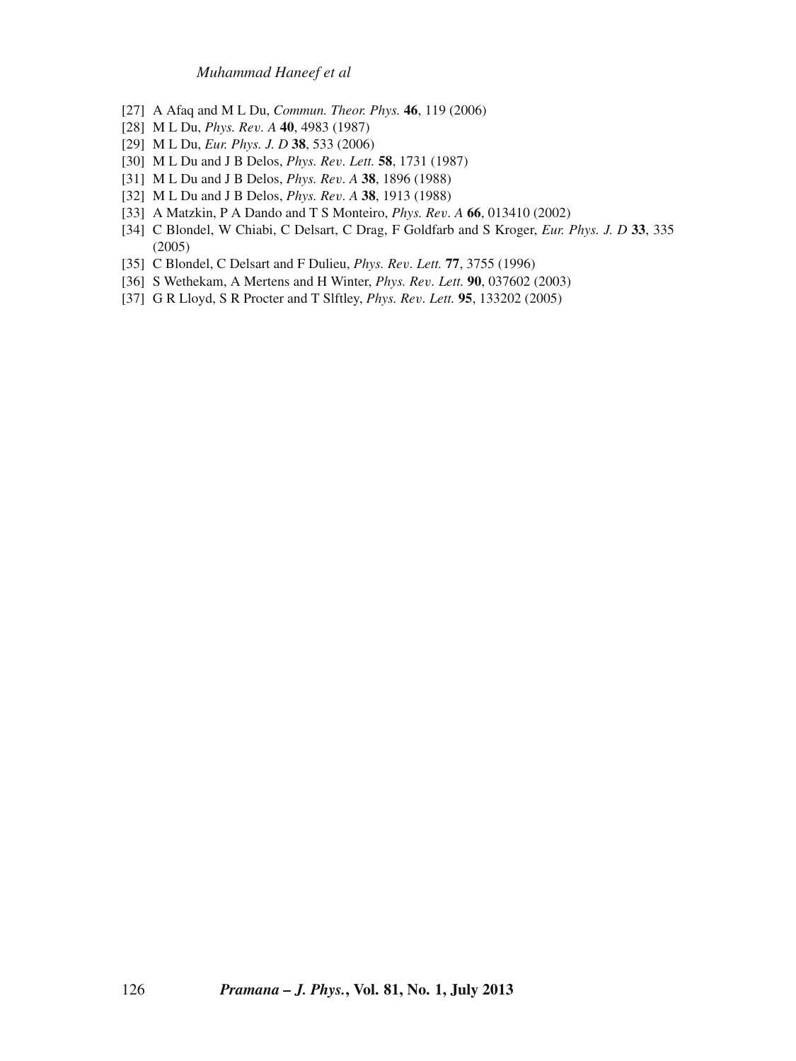[27] A Afaq and M L Du, *Commun. Theor. Phys.* **46**, 119 (2006)
[28] M L Du, *Phys. Rev. A* **40**, 4983 (1987)
[29] M L Du, *Eur. Phys. J. D* **38**, 533 (2006)
[30] M L Du and J B Delos, *Phys. Rev. Lett.* **58**, 1731 (1987)
[31] M L Du and J B Delos, *Phys. Rev. A* **38**, 1896 (1988)
[32] M L Du and J B Delos, *Phys. Rev. A* **38**, 1913 (1988)
[33] A Matzkin, P A Dando and T S Monteiro, *Phys. Rev. A* **66**, 013410 (2002)
[34] C Blondel, W Chiabi, C Delsart, C Drag, F Goldfarb and S Kroger, *Eur. Phys. J. D* **33**, 335 (2005)
[35] C Blondel, C Delsart and F Dulieu, *Phys. Rev. Lett.* **77**, 3755 (1996)
[36] S Wethekam, A Mertens and H Winter, *Phys. Rev. Lett.* **90**, 037602 (2003)
[37] G R Lloyd, S R Procter and T Slftley, *Phys. Rev. Lett.* **95**, 133202 (2005)